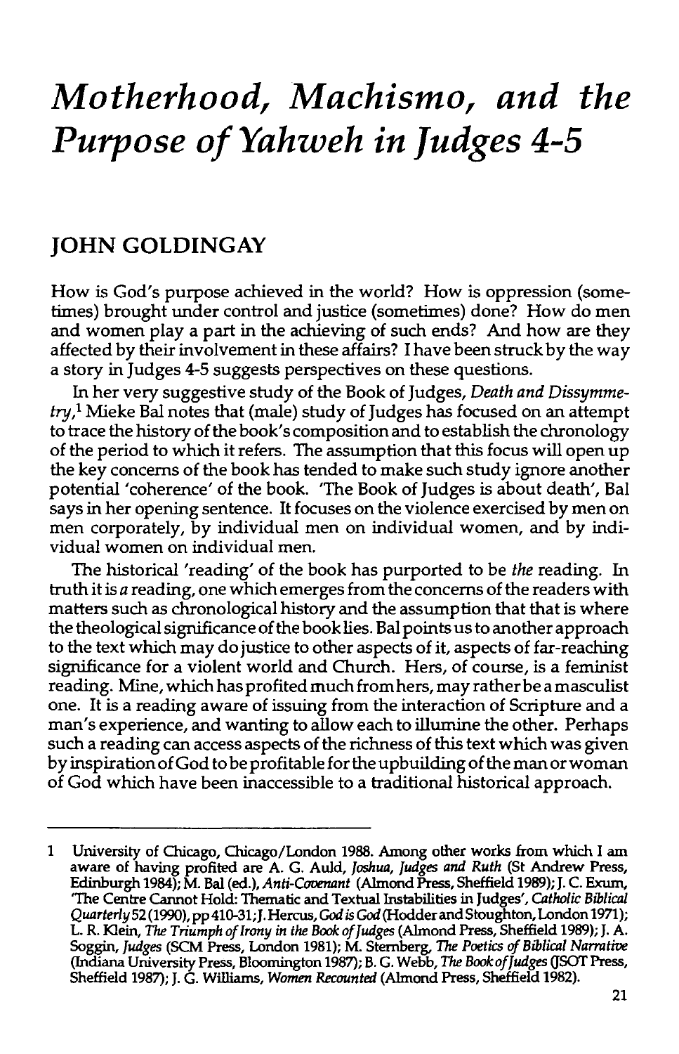# *Motherhood, Machismo, and the Purpose of Yahweh in Judges 4-5*

## JOHN GOLDINGAY

How is God's purpose achieved in the world? How is oppression (sometimes) brought under control and justice (sometimes) done? How do men and women play a part in the achieving of such ends? And how are they affected by their involvement in these affairs? I have been struck by the way a story in Judges 4-5 suggests perspectives on these questions.

In her very suggestive study of the Book of Judges, *Death and Dissymmetry*,[1] Mieke Bal notes that (male) study of Judges has focused on an attempt to trace the history of the book's composition and to establish the chronology of the period to which it refers. The assumption that this focus will open up the key concerns of the book has tended to make such study ignore another potential 'coherence' of the book. 'The Book of Judges is about death', Bal says in her opening sentence. It focuses on the violence exercised by men on men corporately, by individual men on individual women, and by individual women on individual men.

The historical 'reading' of the book has purported to be *the* reading. In truth it is *a* reading, one which emerges from the concerns of the readers with matters such as chronological history and the assumption that that is where the theological significance of the book lies. Bal points us to another approach to the text which may do justice to other aspects of it, aspects of far-reaching significance for a violent world and Church. Hers, of course, is a feminist reading. Mine, which has profited much from hers, may rather be a masculist one. It is a reading aware of issuing from the interaction of Scripture and a man's experience, and wanting to allow each to illumine the other. Perhaps such a reading can access aspects of the richness of this text which was given by inspiration of God to be profitable for the upbuilding of the man or woman of God which have been inaccessible to a traditional historical approach.

---

1 University of Chicago, Chicago/London 1988. Among other works from which I am aware of having profited are A. G. Auld, *Joshua, Judges and Ruth* (St Andrew Press, Edinburgh 1984); M. Bal (ed.), *Anti-Covenant* (Almond Press, Sheffield 1989); J. C. Exum, 'The Centre Cannot Hold: Thematic and Textual Instabilities in Judges', *Catholic Biblical Quarterly* 52 (1990), pp 410-31; J. Hercus, *God is God* (Hodder and Stoughton, London 1971); L. R. Klein, *The Triumph of Irony in the Book of Judges* (Almond Press, Sheffield 1989); J. A. Soggin, *Judges* (SCM Press, London 1981); M. Sternberg, *The Poetics of Biblical Narrative* (Indiana University Press, Bloomington 1987); B. G. Webb, *The Book of Judges* (JSOT Press, Sheffield 1987); J. G. Williams, *Women Recounted* (Almond Press, Sheffield 1982).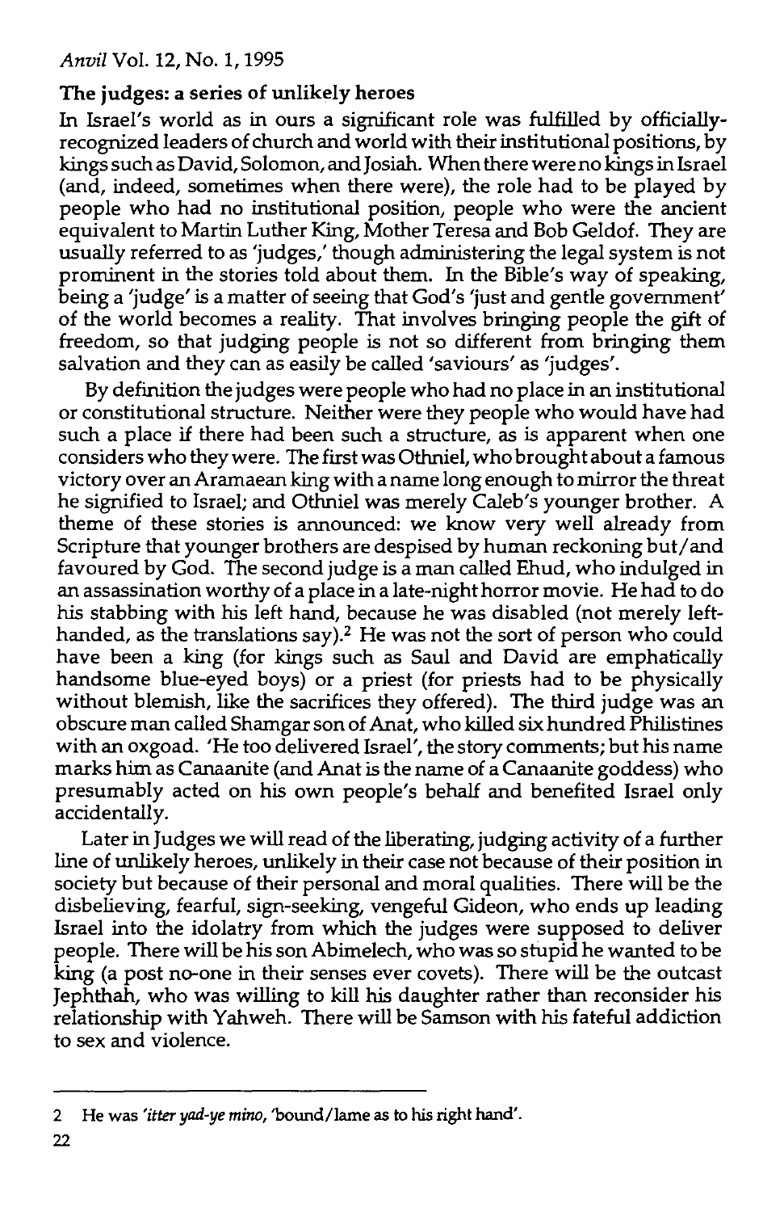## The judges: a series of unlikely heroes

In Israel's world as in ours a significant role was fulfilled by officially-recognized leaders of church and world with their institutional positions, by kings such as David, Solomon, and Josiah. When there were no kings in Israel (and, indeed, sometimes when there were), the role had to be played by people who had no institutional position, people who were the ancient equivalent to Martin Luther King, Mother Teresa and Bob Geldof. They are usually referred to as 'judges,' though administering the legal system is not prominent in the stories told about them. In the Bible's way of speaking, being a 'judge' is a matter of seeing that God's 'just and gentle government' of the world becomes a reality. That involves bringing people the gift of freedom, so that judging people is not so different from bringing them salvation and they can as easily be called 'saviours' as 'judges'.

By definition the judges were people who had no place in an institutional or constitutional structure. Neither were they people who would have had such a place if there had been such a structure, as is apparent when one considers who they were. The first was Othniel, who brought about a famous victory over an Aramaean king with a name long enough to mirror the threat he signified to Israel; and Othniel was merely Caleb's younger brother. A theme of these stories is announced: we know very well already from Scripture that younger brothers are despised by human reckoning but/and favoured by God. The second judge is a man called Ehud, who indulged in an assassination worthy of a place in a late-night horror movie. He had to do his stabbing with his left hand, because he was disabled (not merely left-handed, as the translations say).[2] He was not the sort of person who could have been a king (for kings such as Saul and David are emphatically handsome blue-eyed boys) or a priest (for priests had to be physically without blemish, like the sacrifices they offered). The third judge was an obscure man called Shamgar son of Anat, who killed six hundred Philistines with an oxgoad. 'He too delivered Israel', the story comments; but his name marks him as Canaanite (and Anat is the name of a Canaanite goddess) who presumably acted on his own people's behalf and benefited Israel only accidentally.

Later in Judges we will read of the liberating, judging activity of a further line of unlikely heroes, unlikely in their case not because of their position in society but because of their personal and moral qualities. There will be the disbelieving, fearful, sign-seeking, vengeful Gideon, who ends up leading Israel into the idolatry from which the judges were supposed to deliver people. There will be his son Abimelech, who was so stupid he wanted to be king (a post no-one in their senses ever covets). There will be the outcast Jephthah, who was willing to kill his daughter rather than reconsider his relationship with Yahweh. There will be Samson with his fateful addiction to sex and violence.

---

2 He was *'itter yad-ye mino*, 'bound/lame as to his right hand'.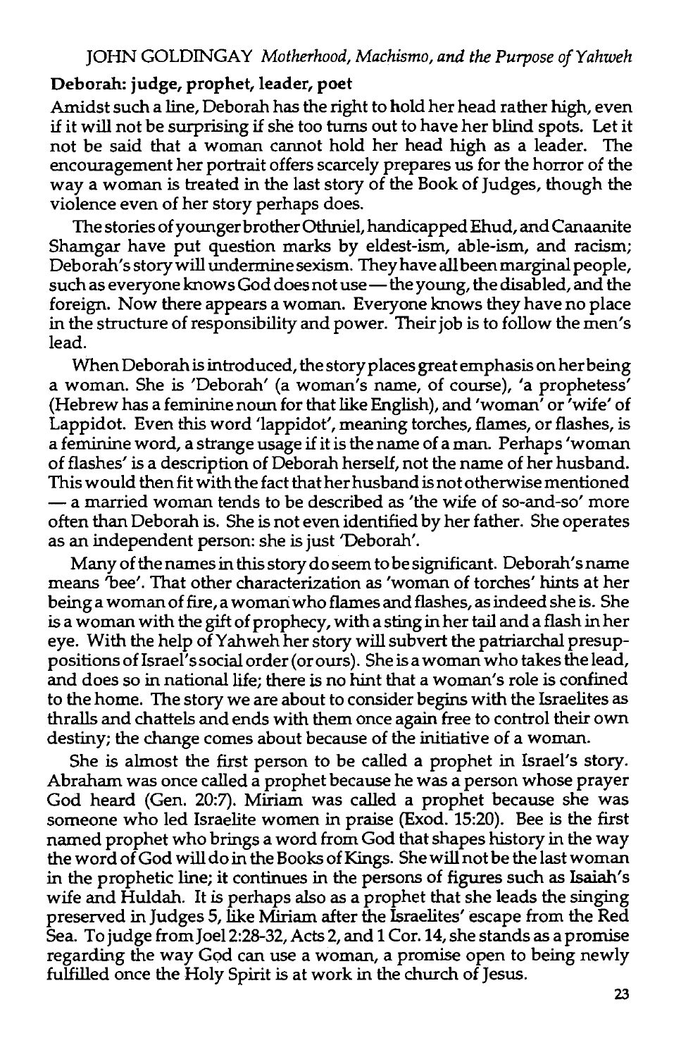## Deborah: judge, prophet, leader, poet

Amidst such a line, Deborah has the right to hold her head rather high, even if it will not be surprising if she too turns out to have her blind spots. Let it not be said that a woman cannot hold her head high as a leader. The encouragement her portrait offers scarcely prepares us for the horror of the way a woman is treated in the last story of the Book of Judges, though the violence even of her story perhaps does.

The stories of younger brother Othniel, handicapped Ehud, and Canaanite Shamgar have put question marks by eldest-ism, able-ism, and racism; Deborah's story will undermine sexism. They have all been marginal people, such as everyone knows God does not use — the young, the disabled, and the foreign. Now there appears a woman. Everyone knows they have no place in the structure of responsibility and power. Their job is to follow the men's lead.

When Deborah is introduced, the story places great emphasis on her being a woman. She is 'Deborah' (a woman's name, of course), 'a prophetess' (Hebrew has a feminine noun for that like English), and 'woman' or 'wife' of Lappidot. Even this word 'lappidot', meaning torches, flames, or flashes, is a feminine word, a strange usage if it is the name of a man. Perhaps 'woman of flashes' is a description of Deborah herself, not the name of her husband. This would then fit with the fact that her husband is not otherwise mentioned — a married woman tends to be described as 'the wife of so-and-so' more often than Deborah is. She is not even identified by her father. She operates as an independent person: she is just 'Deborah'.

Many of the names in this story do seem to be significant. Deborah's name means 'bee'. That other characterization as 'woman of torches' hints at her being a woman of fire, a woman who flames and flashes, as indeed she is. She is a woman with the gift of prophecy, with a sting in her tail and a flash in her eye. With the help of Yahweh her story will subvert the patriarchal presuppositions of Israel's social order (or ours). She is a woman who takes the lead, and does so in national life; there is no hint that a woman's role is confined to the home. The story we are about to consider begins with the Israelites as thralls and chattels and ends with them once again free to control their own destiny; the change comes about because of the initiative of a woman.

She is almost the first person to be called a prophet in Israel's story. Abraham was once called a prophet because he was a person whose prayer God heard (Gen. 20:7). Miriam was called a prophet because she was someone who led Israelite women in praise (Exod. 15:20). Bee is the first named prophet who brings a word from God that shapes history in the way the word of God will do in the Books of Kings. She will not be the last woman in the prophetic line; it continues in the persons of figures such as Isaiah's wife and Huldah. It is perhaps also as a prophet that she leads the singing preserved in Judges 5, like Miriam after the Israelites' escape from the Red Sea. To judge from Joel 2:28-32, Acts 2, and 1 Cor. 14, she stands as a promise regarding the way God can use a woman, a promise open to being newly fulfilled once the Holy Spirit is at work in the church of Jesus.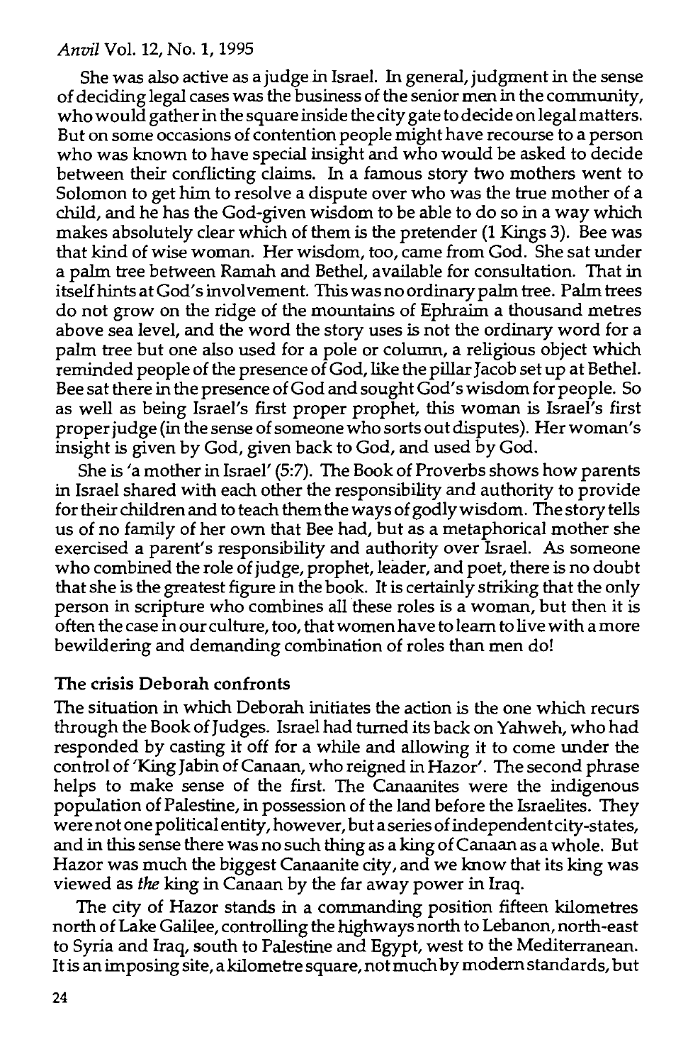She was also active as a judge in Israel. In general, judgment in the sense of deciding legal cases was the business of the senior men in the community, who would gather in the square inside the city gate to decide on legal matters. But on some occasions of contention people might have recourse to a person who was known to have special insight and who would be asked to decide between their conflicting claims. In a famous story two mothers went to Solomon to get him to resolve a dispute over who was the true mother of a child, and he has the God-given wisdom to be able to do so in a way which makes absolutely clear which of them is the pretender (1 Kings 3). Bee was that kind of wise woman. Her wisdom, too, came from God. She sat under a palm tree between Ramah and Bethel, available for consultation. That in itself hints at God's involvement. This was no ordinary palm tree. Palm trees do not grow on the ridge of the mountains of Ephraim a thousand metres above sea level, and the word the story uses is not the ordinary word for a palm tree but one also used for a pole or column, a religious object which reminded people of the presence of God, like the pillar Jacob set up at Bethel. Bee sat there in the presence of God and sought God's wisdom for people. So as well as being Israel's first proper prophet, this woman is Israel's first proper judge (in the sense of someone who sorts out disputes). Her woman's insight is given by God, given back to God, and used by God.

She is 'a mother in Israel' (5:7). The Book of Proverbs shows how parents in Israel shared with each other the responsibility and authority to provide for their children and to teach them the ways of godly wisdom. The story tells us of no family of her own that Bee had, but as a metaphorical mother she exercised a parent's responsibility and authority over Israel. As someone who combined the role of judge, prophet, leader, and poet, there is no doubt that she is the greatest figure in the book. It is certainly striking that the only person in scripture who combines all these roles is a woman, but then it is often the case in our culture, too, that women have to learn to live with a more bewildering and demanding combination of roles than men do!

## The crisis Deborah confronts

The situation in which Deborah initiates the action is the one which recurs through the Book of Judges. Israel had turned its back on Yahweh, who had responded by casting it off for a while and allowing it to come under the control of 'King Jabin of Canaan, who reigned in Hazor'. The second phrase helps to make sense of the first. The Canaanites were the indigenous population of Palestine, in possession of the land before the Israelites. They were not one political entity, however, but a series of independent city-states, and in this sense there was no such thing as a king of Canaan as a whole. But Hazor was much the biggest Canaanite city, and we know that its king was viewed as *the* king in Canaan by the far away power in Iraq.

The city of Hazor stands in a commanding position fifteen kilometres north of Lake Galilee, controlling the highways north to Lebanon, north-east to Syria and Iraq, south to Palestine and Egypt, west to the Mediterranean. It is an imposing site, a kilometre square, not much by modern standards, but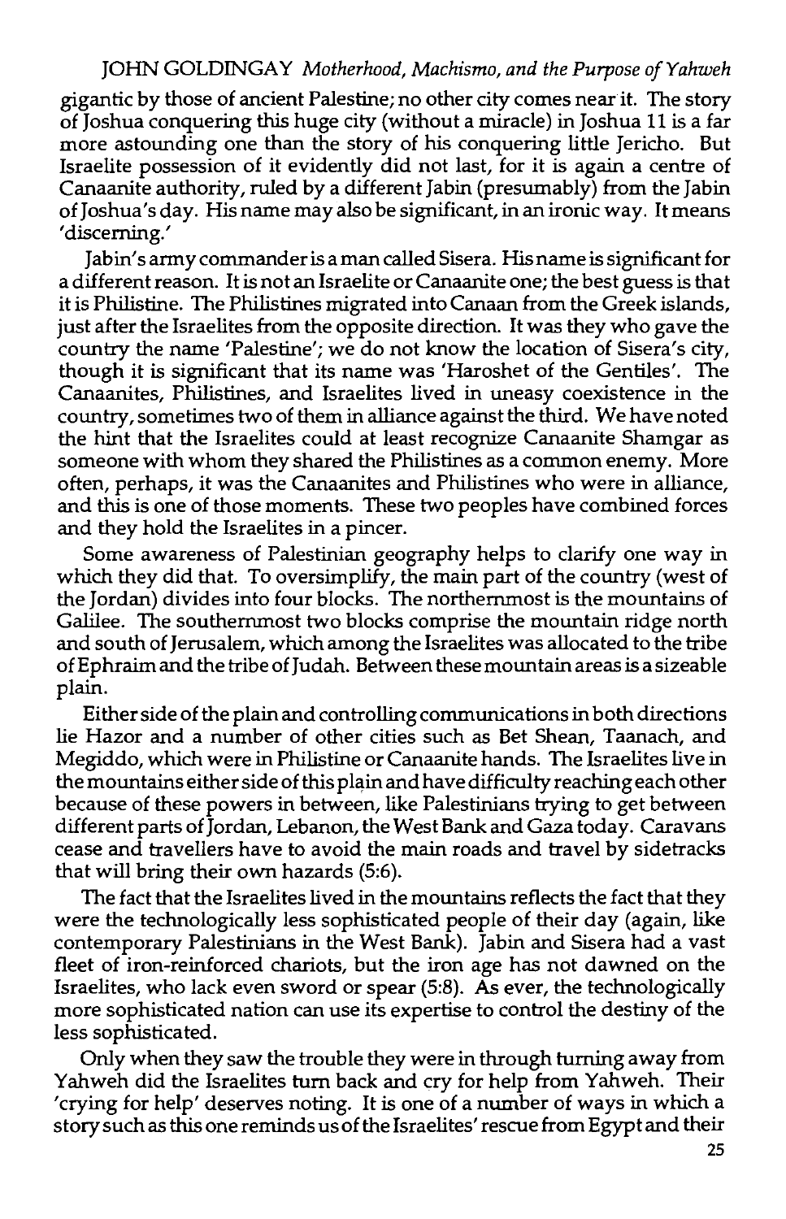gigantic by those of ancient Palestine; no other city comes near it. The story of Joshua conquering this huge city (without a miracle) in Joshua 11 is a far more astounding one than the story of his conquering little Jericho. But Israelite possession of it evidently did not last, for it is again a centre of Canaanite authority, ruled by a different Jabin (presumably) from the Jabin of Joshua's day. His name may also be significant, in an ironic way. It means 'discerning.'

Jabin's army commander is a man called Sisera. His name is significant for a different reason. It is not an Israelite or Canaanite one; the best guess is that it is Philistine. The Philistines migrated into Canaan from the Greek islands, just after the Israelites from the opposite direction. It was they who gave the country the name 'Palestine'; we do not know the location of Sisera's city, though it is significant that its name was 'Haroshet of the Gentiles'. The Canaanites, Philistines, and Israelites lived in uneasy coexistence in the country, sometimes two of them in alliance against the third. We have noted the hint that the Israelites could at least recognize Canaanite Shamgar as someone with whom they shared the Philistines as a common enemy. More often, perhaps, it was the Canaanites and Philistines who were in alliance, and this is one of those moments. These two peoples have combined forces and they hold the Israelites in a pincer.

Some awareness of Palestinian geography helps to clarify one way in which they did that. To oversimplify, the main part of the country (west of the Jordan) divides into four blocks. The northernmost is the mountains of Galilee. The southernmost two blocks comprise the mountain ridge north and south of Jerusalem, which among the Israelites was allocated to the tribe of Ephraim and the tribe of Judah. Between these mountain areas is a sizeable plain.

Either side of the plain and controlling communications in both directions lie Hazor and a number of other cities such as Bet Shean, Taanach, and Megiddo, which were in Philistine or Canaanite hands. The Israelites live in the mountains either side of this plain and have difficulty reaching each other because of these powers in between, like Palestinians trying to get between different parts of Jordan, Lebanon, the West Bank and Gaza today. Caravans cease and travellers have to avoid the main roads and travel by sidetracks that will bring their own hazards (5:6).

The fact that the Israelites lived in the mountains reflects the fact that they were the technologically less sophisticated people of their day (again, like contemporary Palestinians in the West Bank). Jabin and Sisera had a vast fleet of iron-reinforced chariots, but the iron age has not dawned on the Israelites, who lack even sword or spear (5:8). As ever, the technologically more sophisticated nation can use its expertise to control the destiny of the less sophisticated.

Only when they saw the trouble they were in through turning away from Yahweh did the Israelites turn back and cry for help from Yahweh. Their 'crying for help' deserves noting. It is one of a number of ways in which a story such as this one reminds us of the Israelites' rescue from Egypt and their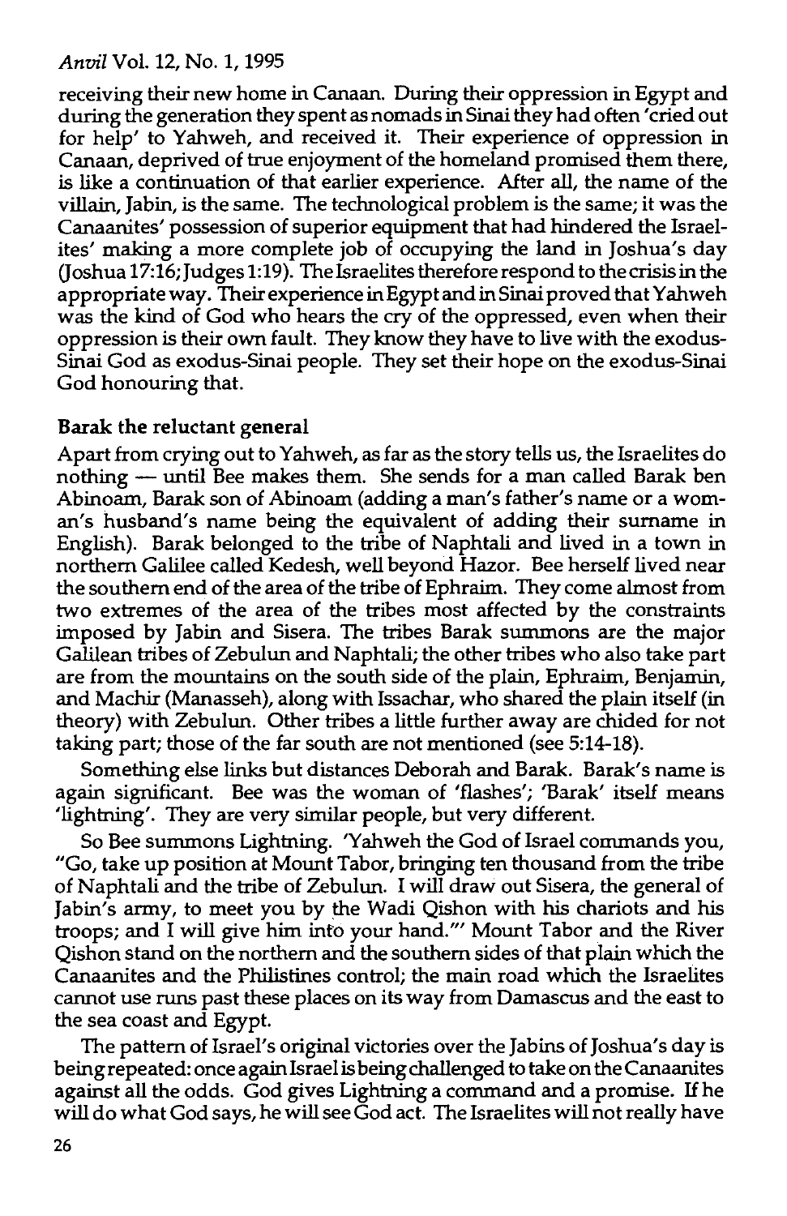receiving their new home in Canaan. During their oppression in Egypt and during the generation they spent as nomads in Sinai they had often 'cried out for help' to Yahweh, and received it. Their experience of oppression in Canaan, deprived of true enjoyment of the homeland promised them there, is like a continuation of that earlier experience. After all, the name of the villain, Jabin, is the same. The technological problem is the same; it was the Canaanites' possession of superior equipment that had hindered the Israelites' making a more complete job of occupying the land in Joshua's day (Joshua 17:16; Judges 1:19). The Israelites therefore respond to the crisis in the appropriate way. Their experience in Egypt and in Sinai proved that Yahweh was the kind of God who hears the cry of the oppressed, even when their oppression is their own fault. They know they have to live with the exodus-Sinai God as exodus-Sinai people. They set their hope on the exodus-Sinai God honouring that.

**Barak the reluctant general**

Apart from crying out to Yahweh, as far as the story tells us, the Israelites do nothing — until Bee makes them. She sends for a man called Barak ben Abinoam, Barak son of Abinoam (adding a man's father's name or a woman's husband's name being the equivalent of adding their surname in English). Barak belonged to the tribe of Naphtali and lived in a town in northern Galilee called Kedesh, well beyond Hazor. Bee herself lived near the southern end of the area of the tribe of Ephraim. They come almost from two extremes of the area of the tribes most affected by the constraints imposed by Jabin and Sisera. The tribes Barak summons are the major Galilean tribes of Zebulun and Naphtali; the other tribes who also take part are from the mountains on the south side of the plain, Ephraim, Benjamin, and Machir (Manasseh), along with Issachar, who shared the plain itself (in theory) with Zebulun. Other tribes a little further away are chided for not taking part; those of the far south are not mentioned (see 5:14-18).

Something else links but distances Deborah and Barak. Barak's name is again significant. Bee was the woman of 'flashes'; 'Barak' itself means 'lightning'. They are very similar people, but very different.

So Bee summons Lightning. 'Yahweh the God of Israel commands you, "Go, take up position at Mount Tabor, bringing ten thousand from the tribe of Naphtali and the tribe of Zebulun. I will draw out Sisera, the general of Jabin's army, to meet you by the Wadi Qishon with his chariots and his troops; and I will give him into your hand."' Mount Tabor and the River Qishon stand on the northern and the southern sides of that plain which the Canaanites and the Philistines control; the main road which the Israelites cannot use runs past these places on its way from Damascus and the east to the sea coast and Egypt.

The pattern of Israel's original victories over the Jabins of Joshua's day is being repeated: once again Israel is being challenged to take on the Canaanites against all the odds. God gives Lightning a command and a promise. If he will do what God says, he will see God act. The Israelites will not really have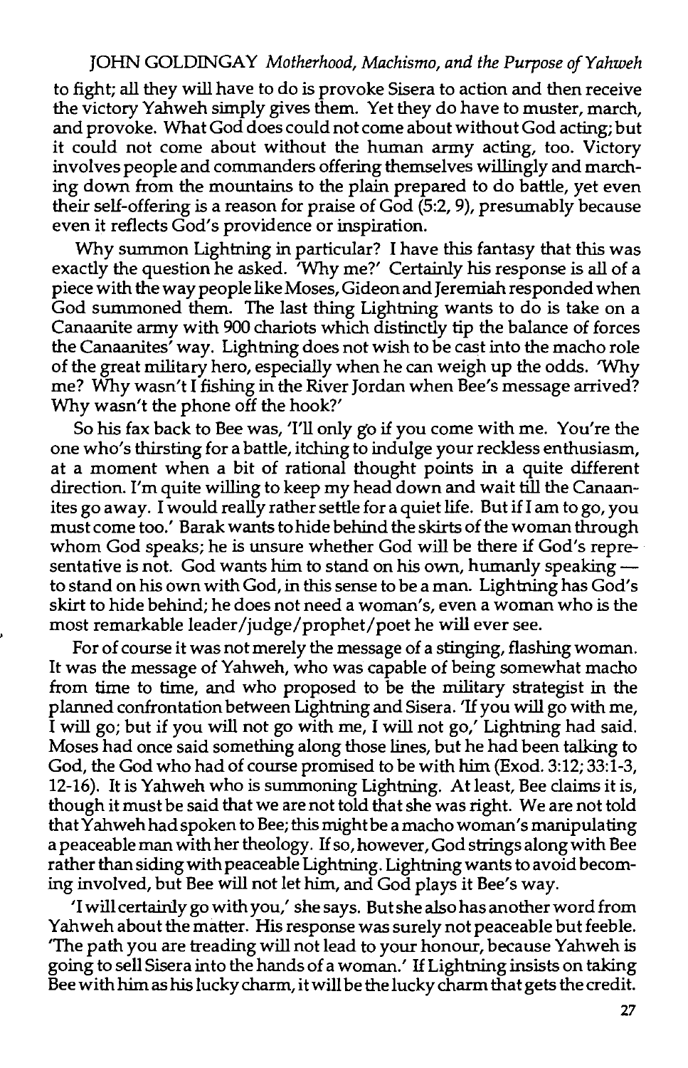to fight; all they will have to do is provoke Sisera to action and then receive the victory Yahweh simply gives them. Yet they do have to muster, march, and provoke. What God does could not come about without God acting; but it could not come about without the human army acting, too. Victory involves people and commanders offering themselves willingly and marching down from the mountains to the plain prepared to do battle, yet even their self-offering is a reason for praise of God (5:2, 9), presumably because even it reflects God's providence or inspiration.

Why summon Lightning in particular? I have this fantasy that this was exactly the question he asked. 'Why me?' Certainly his response is all of a piece with the way people like Moses, Gideon and Jeremiah responded when God summoned them. The last thing Lightning wants to do is take on a Canaanite army with 900 chariots which distinctly tip the balance of forces the Canaanites' way. Lightning does not wish to be cast into the macho role of the great military hero, especially when he can weigh up the odds. 'Why me? Why wasn't I fishing in the River Jordan when Bee's message arrived? Why wasn't the phone off the hook?'

So his fax back to Bee was, 'I'll only go if you come with me. You're the one who's thirsting for a battle, itching to indulge your reckless enthusiasm, at a moment when a bit of rational thought points in a quite different direction. I'm quite willing to keep my head down and wait till the Canaanites go away. I would really rather settle for a quiet life. But if I am to go, you must come too.' Barak wants to hide behind the skirts of the woman through whom God speaks; he is unsure whether God will be there if God's representative is not. God wants him to stand on his own, humanly speaking — to stand on his own with God, in this sense to be a man. Lightning has God's skirt to hide behind; he does not need a woman's, even a woman who is the most remarkable leader/judge/prophet/poet he will ever see.

For of course it was not merely the message of a stinging, flashing woman. It was the message of Yahweh, who was capable of being somewhat macho from time to time, and who proposed to be the military strategist in the planned confrontation between Lightning and Sisera. 'If you will go with me, I will go; but if you will not go with me, I will not go,' Lightning had said. Moses had once said something along those lines, but he had been talking to God, the God who had of course promised to be with him (Exod. 3:12; 33:1-3, 12-16). It is Yahweh who is summoning Lightning. At least, Bee claims it is, though it must be said that we are not told that she was right. We are not told that Yahweh had spoken to Bee; this might be a macho woman's manipulating a peaceable man with her theology. If so, however, God strings along with Bee rather than siding with peaceable Lightning. Lightning wants to avoid becoming involved, but Bee will not let him, and God plays it Bee's way.

'I will certainly go with you,' she says. But she also has another word from Yahweh about the matter. His response was surely not peaceable but feeble. 'The path you are treading will not lead to your honour, because Yahweh is going to sell Sisera into the hands of a woman.' If Lightning insists on taking Bee with him as his lucky charm, it will be the lucky charm that gets the credit.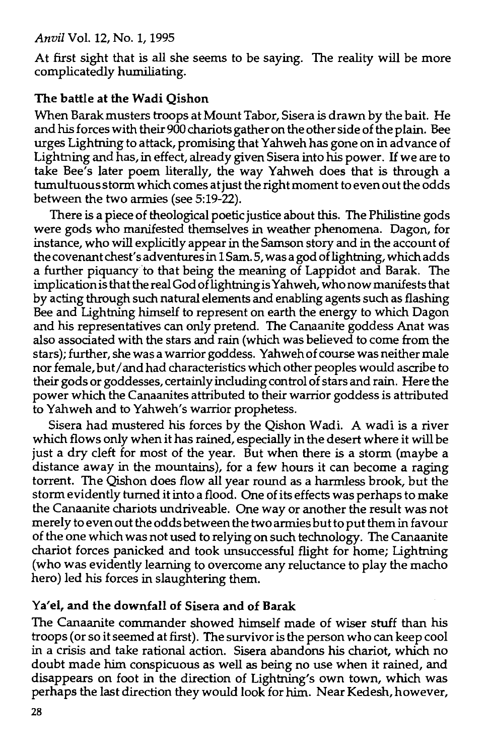At first sight that is all she seems to be saying. The reality will be more complicatedly humiliating.

### The battle at the Wadi Qishon

When Barak musters troops at Mount Tabor, Sisera is drawn by the bait. He and his forces with their 900 chariots gather on the other side of the plain. Bee urges Lightning to attack, promising that Yahweh has gone on in advance of Lightning and has, in effect, already given Sisera into his power. If we are to take Bee's later poem literally, the way Yahweh does that is through a tumultuous storm which comes at just the right moment to even out the odds between the two armies (see 5:19-22).

There is a piece of theological poetic justice about this. The Philistine gods were gods who manifested themselves in weather phenomena. Dagon, for instance, who will explicitly appear in the Samson story and in the account of the covenant chest's adventures in 1 Sam. 5, was a god of lightning, which adds a further piquancy to that being the meaning of Lappidot and Barak. The implication is that the real God of lightning is Yahweh, who now manifests that by acting through such natural elements and enabling agents such as flashing Bee and Lightning himself to represent on earth the energy to which Dagon and his representatives can only pretend. The Canaanite goddess Anat was also associated with the stars and rain (which was believed to come from the stars); further, she was a warrior goddess. Yahweh of course was neither male nor female, but/and had characteristics which other peoples would ascribe to their gods or goddesses, certainly including control of stars and rain. Here the power which the Canaanites attributed to their warrior goddess is attributed to Yahweh and to Yahweh's warrior prophetess.

Sisera had mustered his forces by the Qishon Wadi. A wadi is a river which flows only when it has rained, especially in the desert where it will be just a dry cleft for most of the year. But when there is a storm (maybe a distance away in the mountains), for a few hours it can become a raging torrent. The Qishon does flow all year round as a harmless brook, but the storm evidently turned it into a flood. One of its effects was perhaps to make the Canaanite chariots undriveable. One way or another the result was not merely to even out the odds between the two armies but to put them in favour of the one which was not used to relying on such technology. The Canaanite chariot forces panicked and took unsuccessful flight for home; Lightning (who was evidently learning to overcome any reluctance to play the macho hero) led his forces in slaughtering them.

### Ya'el, and the downfall of Sisera and of Barak

The Canaanite commander showed himself made of wiser stuff than his troops (or so it seemed at first). The survivor is the person who can keep cool in a crisis and take rational action. Sisera abandons his chariot, which no doubt made him conspicuous as well as being no use when it rained, and disappears on foot in the direction of Lightning's own town, which was perhaps the last direction they would look for him. Near Kedesh, however,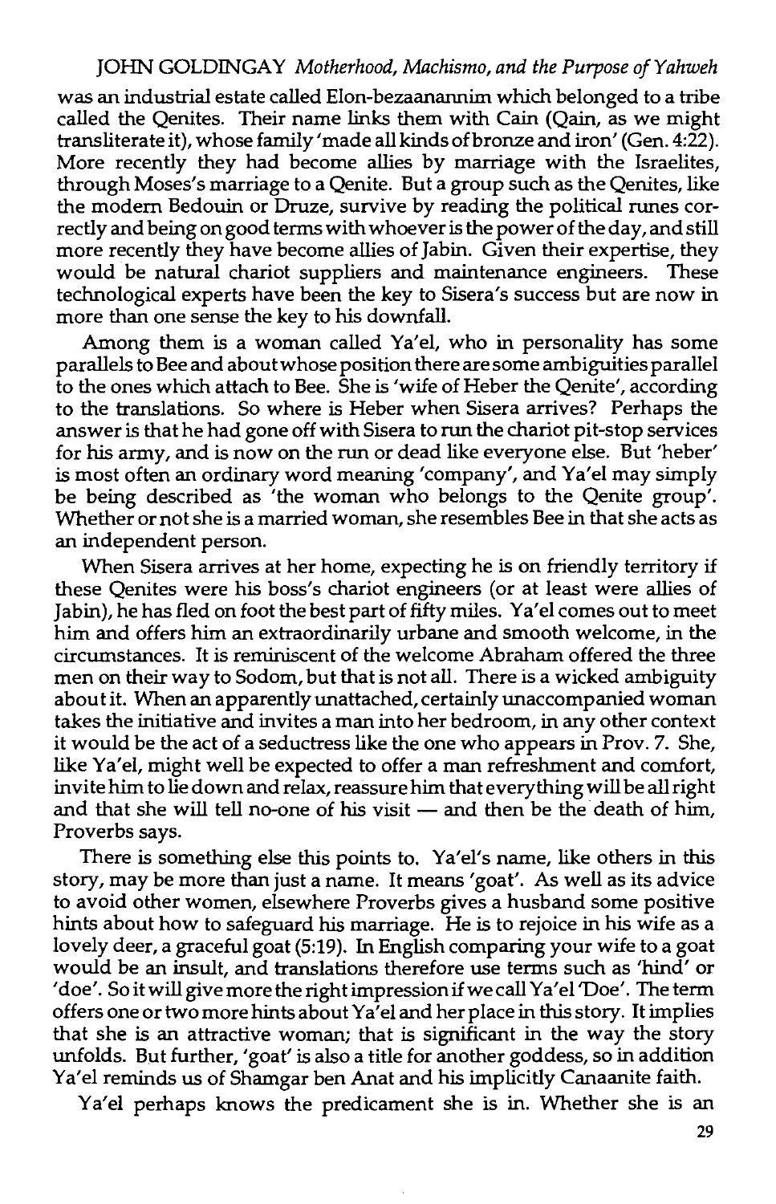was an industrial estate called Elon-bezaanannim which belonged to a tribe called the Qenites. Their name links them with Cain (Qain, as we might transliterate it), whose family 'made all kinds of bronze and iron' (Gen. 4:22). More recently they had become allies by marriage with the Israelites, through Moses's marriage to a Qenite. But a group such as the Qenites, like the modern Bedouin or Druze, survive by reading the political runes correctly and being on good terms with whoever is the power of the day, and still more recently they have become allies of Jabin. Given their expertise, they would be natural chariot suppliers and maintenance engineers. These technological experts have been the key to Sisera's success but are now in more than one sense the key to his downfall.

Among them is a woman called Ya'el, who in personality has some parallels to Bee and about whose position there are some ambiguities parallel to the ones which attach to Bee. She is 'wife of Heber the Qenite', according to the translations. So where is Heber when Sisera arrives? Perhaps the answer is that he had gone off with Sisera to run the chariot pit-stop services for his army, and is now on the run or dead like everyone else. But 'heber' is most often an ordinary word meaning 'company', and Ya'el may simply be being described as 'the woman who belongs to the Qenite group'. Whether or not she is a married woman, she resembles Bee in that she acts as an independent person.

When Sisera arrives at her home, expecting he is on friendly territory if these Qenites were his boss's chariot engineers (or at least were allies of Jabin), he has fled on foot the best part of fifty miles. Ya'el comes out to meet him and offers him an extraordinarily urbane and smooth welcome, in the circumstances. It is reminiscent of the welcome Abraham offered the three men on their way to Sodom, but that is not all. There is a wicked ambiguity about it. When an apparently unattached, certainly unaccompanied woman takes the initiative and invites a man into her bedroom, in any other context it would be the act of a seductress like the one who appears in Prov. 7. She, like Ya'el, might well be expected to offer a man refreshment and comfort, invite him to lie down and relax, reassure him that everything will be all right and that she will tell no-one of his visit — and then be the death of him, Proverbs says.

There is something else this points to. Ya'el's name, like others in this story, may be more than just a name. It means 'goat'. As well as its advice to avoid other women, elsewhere Proverbs gives a husband some positive hints about how to safeguard his marriage. He is to rejoice in his wife as a lovely deer, a graceful goat (5:19). In English comparing your wife to a goat would be an insult, and translations therefore use terms such as 'hind' or 'doe'. So it will give more the right impression if we call Ya'el 'Doe'. The term offers one or two more hints about Ya'el and her place in this story. It implies that she is an attractive woman; that is significant in the way the story unfolds. But further, 'goat' is also a title for another goddess, so in addition Ya'el reminds us of Shamgar ben Anat and his implicitly Canaanite faith.

Ya'el perhaps knows the predicament she is in. Whether she is an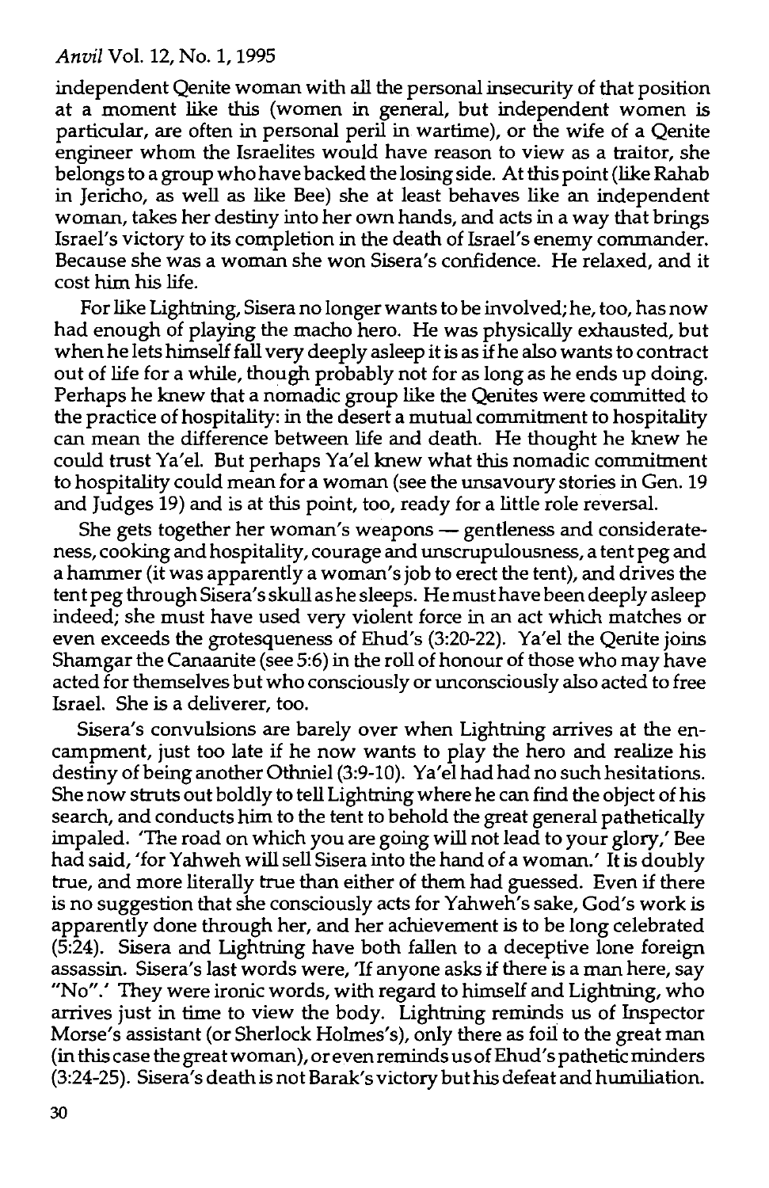independent Qenite woman with all the personal insecurity of that position at a moment like this (women in general, but independent women is particular, are often in personal peril in wartime), or the wife of a Qenite engineer whom the Israelites would have reason to view as a traitor, she belongs to a group who have backed the losing side. At this point (like Rahab in Jericho, as well as like Bee) she at least behaves like an independent woman, takes her destiny into her own hands, and acts in a way that brings Israel's victory to its completion in the death of Israel's enemy commander. Because she was a woman she won Sisera's confidence. He relaxed, and it cost him his life.

For like Lightning, Sisera no longer wants to be involved; he, too, has now had enough of playing the macho hero. He was physically exhausted, but when he lets himself fall very deeply asleep it is as if he also wants to contract out of life for a while, though probably not for as long as he ends up doing. Perhaps he knew that a nomadic group like the Qenites were committed to the practice of hospitality: in the desert a mutual commitment to hospitality can mean the difference between life and death. He thought he knew he could trust Ya'el. But perhaps Ya'el knew what this nomadic commitment to hospitality could mean for a woman (see the unsavoury stories in Gen. 19 and Judges 19) and is at this point, too, ready for a little role reversal.

She gets together her woman's weapons — gentleness and considerateness, cooking and hospitality, courage and unscrupulousness, a tent peg and a hammer (it was apparently a woman's job to erect the tent), and drives the tent peg through Sisera's skull as he sleeps. He must have been deeply asleep indeed; she must have used very violent force in an act which matches or even exceeds the grotesqueness of Ehud's (3:20-22). Ya'el the Qenite joins Shamgar the Canaanite (see 5:6) in the roll of honour of those who may have acted for themselves but who consciously or unconsciously also acted to free Israel. She is a deliverer, too.

Sisera's convulsions are barely over when Lightning arrives at the encampment, just too late if he now wants to play the hero and realize his destiny of being another Othniel (3:9-10). Ya'el had had no such hesitations. She now struts out boldly to tell Lightning where he can find the object of his search, and conducts him to the tent to behold the great general pathetically impaled. 'The road on which you are going will not lead to your glory,' Bee had said, 'for Yahweh will sell Sisera into the hand of a woman.' It is doubly true, and more literally true than either of them had guessed. Even if there is no suggestion that she consciously acts for Yahweh's sake, God's work is apparently done through her, and her achievement is to be long celebrated (5:24). Sisera and Lightning have both fallen to a deceptive lone foreign assassin. Sisera's last words were, 'If anyone asks if there is a man here, say "No".' They were ironic words, with regard to himself and Lightning, who arrives just in time to view the body. Lightning reminds us of Inspector Morse's assistant (or Sherlock Holmes's), only there as foil to the great man (in this case the great woman), or even reminds us of Ehud's pathetic minders (3:24-25). Sisera's death is not Barak's victory but his defeat and humiliation.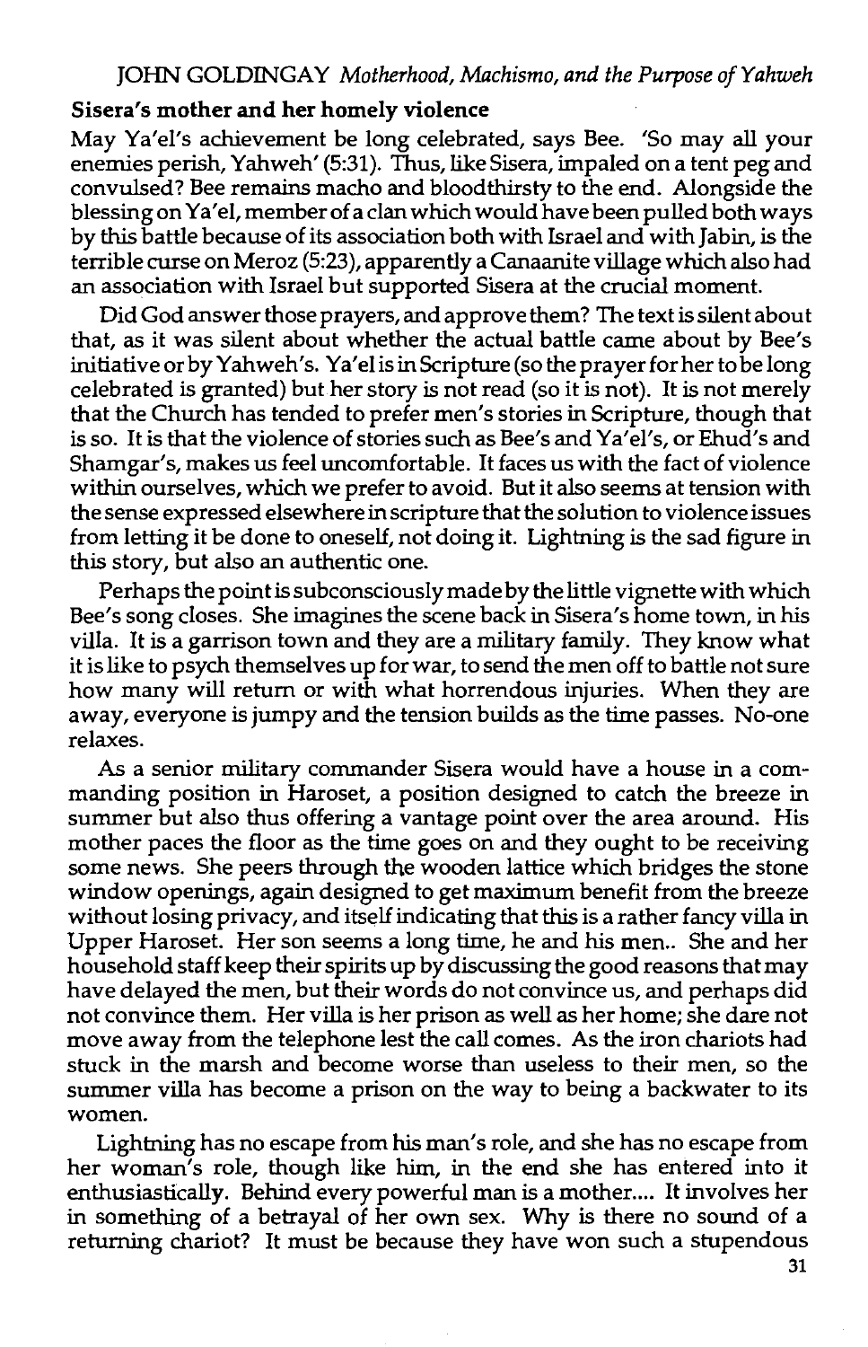### Sisera's mother and her homely violence

May Ya'el's achievement be long celebrated, says Bee. 'So may all your enemies perish, Yahweh' (5:31). Thus, like Sisera, impaled on a tent peg and convulsed? Bee remains macho and bloodthirsty to the end. Alongside the blessing on Ya'el, member of a clan which would have been pulled both ways by this battle because of its association both with Israel and with Jabin, is the terrible curse on Meroz (5:23), apparently a Canaanite village which also had an association with Israel but supported Sisera at the crucial moment.

Did God answer those prayers, and approve them? The text is silent about that, as it was silent about whether the actual battle came about by Bee's initiative or by Yahweh's. Ya'el is in Scripture (so the prayer for her to be long celebrated is granted) but her story is not read (so it is not). It is not merely that the Church has tended to prefer men's stories in Scripture, though that is so. It is that the violence of stories such as Bee's and Ya'el's, or Ehud's and Shamgar's, makes us feel uncomfortable. It faces us with the fact of violence within ourselves, which we prefer to avoid. But it also seems at tension with the sense expressed elsewhere in scripture that the solution to violence issues from letting it be done to oneself, not doing it. Lightning is the sad figure in this story, but also an authentic one.

Perhaps the point is subconsciously made by the little vignette with which Bee's song closes. She imagines the scene back in Sisera's home town, in his villa. It is a garrison town and they are a military family. They know what it is like to psych themselves up for war, to send the men off to battle not sure how many will return or with what horrendous injuries. When they are away, everyone is jumpy and the tension builds as the time passes. No-one relaxes.

As a senior military commander Sisera would have a house in a commanding position in Haroset, a position designed to catch the breeze in summer but also thus offering a vantage point over the area around. His mother paces the floor as the time goes on and they ought to be receiving some news. She peers through the wooden lattice which bridges the stone window openings, again designed to get maximum benefit from the breeze without losing privacy, and itself indicating that this is a rather fancy villa in Upper Haroset. Her son seems a long time, he and his men.. She and her household staff keep their spirits up by discussing the good reasons that may have delayed the men, but their words do not convince us, and perhaps did not convince them. Her villa is her prison as well as her home; she dare not move away from the telephone lest the call comes. As the iron chariots had stuck in the marsh and become worse than useless to their men, so the summer villa has become a prison on the way to being a backwater to its women.

Lightning has no escape from his man's role, and she has no escape from her woman's role, though like him, in the end she has entered into it enthusiastically. Behind every powerful man is a mother.... It involves her in something of a betrayal of her own sex. Why is there no sound of a returning chariot? It must be because they have won such a stupendous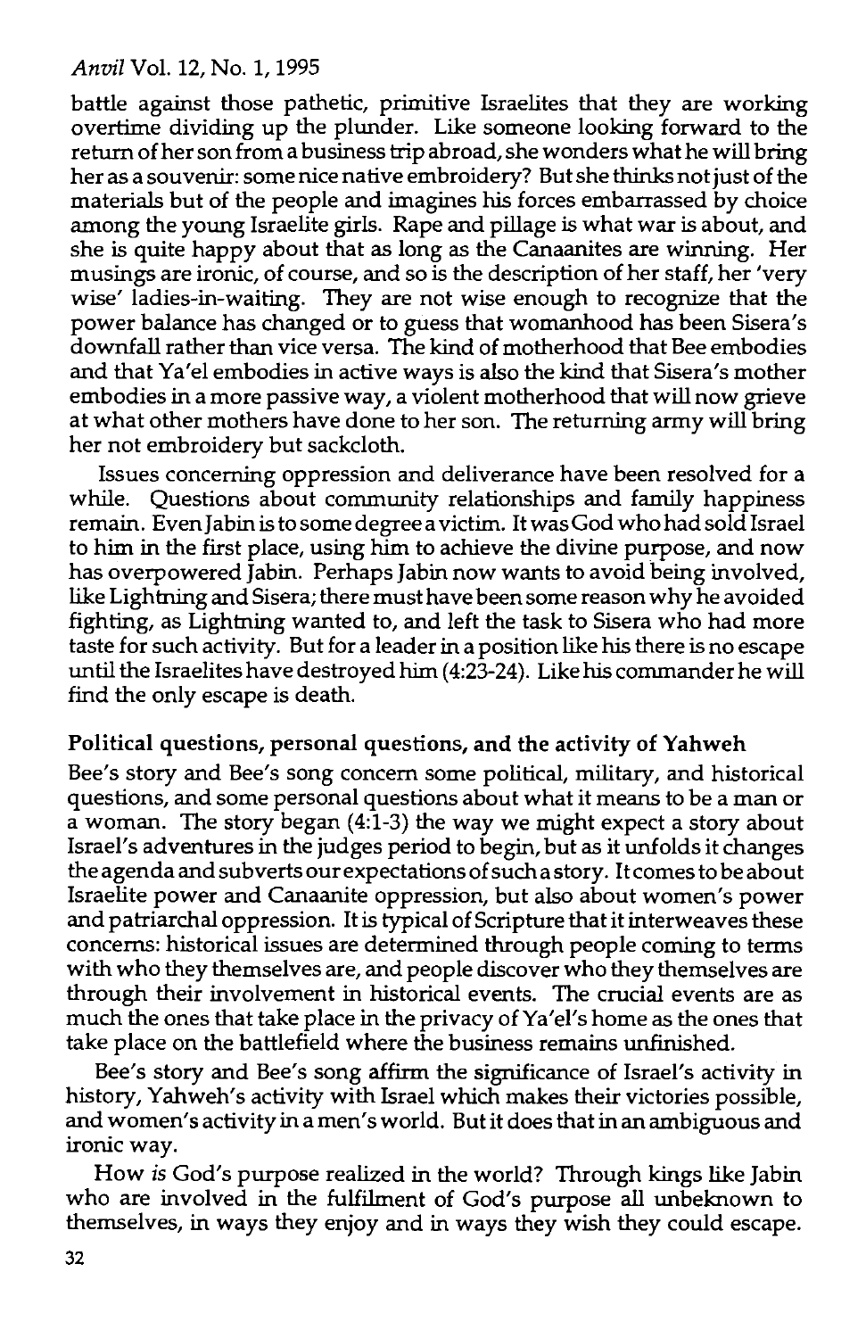battle against those pathetic, primitive Israelites that they are working overtime dividing up the plunder. Like someone looking forward to the return of her son from a business trip abroad, she wonders what he will bring her as a souvenir: some nice native embroidery? But she thinks not just of the materials but of the people and imagines his forces embarrassed by choice among the young Israelite girls. Rape and pillage is what war is about, and she is quite happy about that as long as the Canaanites are winning. Her musings are ironic, of course, and so is the description of her staff, her 'very wise' ladies-in-waiting. They are not wise enough to recognize that the power balance has changed or to guess that womanhood has been Sisera's downfall rather than vice versa. The kind of motherhood that Bee embodies and that Ya'el embodies in active ways is also the kind that Sisera's mother embodies in a more passive way, a violent motherhood that will now grieve at what other mothers have done to her son. The returning army will bring her not embroidery but sackcloth.

Issues concerning oppression and deliverance have been resolved for a while. Questions about community relationships and family happiness remain. Even Jabin is to some degree a victim. It was God who had sold Israel to him in the first place, using him to achieve the divine purpose, and now has overpowered Jabin. Perhaps Jabin now wants to avoid being involved, like Lightning and Sisera; there must have been some reason why he avoided fighting, as Lightning wanted to, and left the task to Sisera who had more taste for such activity. But for a leader in a position like his there is no escape until the Israelites have destroyed him (4:23-24). Like his commander he will find the only escape is death.

### Political questions, personal questions, and the activity of Yahweh

Bee's story and Bee's song concern some political, military, and historical questions, and some personal questions about what it means to be a man or a woman. The story began (4:1-3) the way we might expect a story about Israel's adventures in the judges period to begin, but as it unfolds it changes the agenda and subverts our expectations of such a story. It comes to be about Israelite power and Canaanite oppression, but also about women's power and patriarchal oppression. It is typical of Scripture that it interweaves these concerns: historical issues are determined through people coming to terms with who they themselves are, and people discover who they themselves are through their involvement in historical events. The crucial events are as much the ones that take place in the privacy of Ya'el's home as the ones that take place on the battlefield where the business remains unfinished.

Bee's story and Bee's song affirm the significance of Israel's activity in history, Yahweh's activity with Israel which makes their victories possible, and women's activity in a men's world. But it does that in an ambiguous and ironic way.

How *is* God's purpose realized in the world? Through kings like Jabin who are involved in the fulfilment of God's purpose all unbeknown to themselves, in ways they enjoy and in ways they wish they could escape.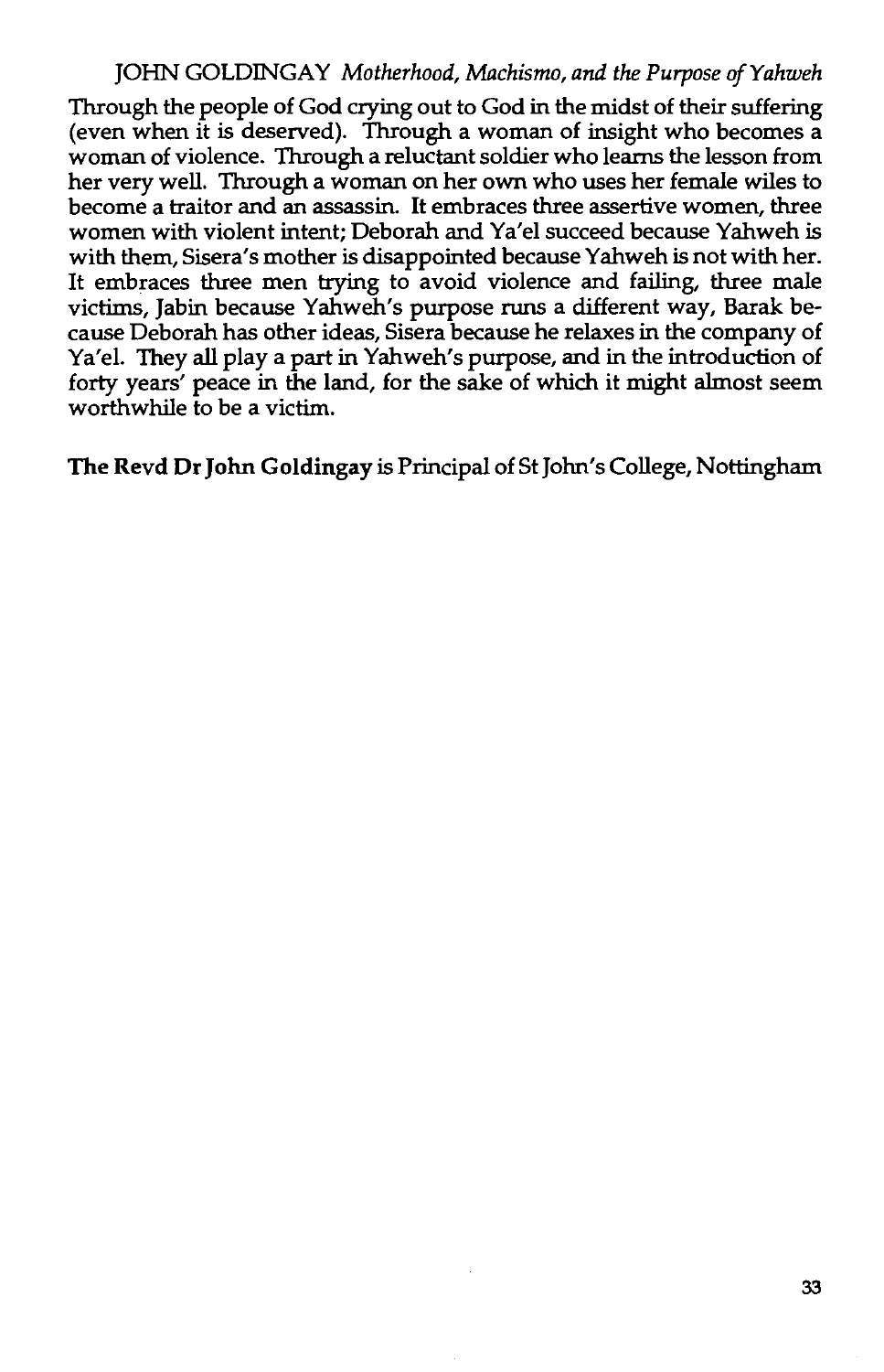Through the people of God crying out to God in the midst of their suffering (even when it is deserved). Through a woman of insight who becomes a woman of violence. Through a reluctant soldier who learns the lesson from her very well. Through a woman on her own who uses her female wiles to become a traitor and an assassin. It embraces three assertive women, three women with violent intent; Deborah and Ya'el succeed because Yahweh is with them, Sisera's mother is disappointed because Yahweh is not with her. It embraces three men trying to avoid violence and failing, three male victims, Jabin because Yahweh's purpose runs a different way, Barak because Deborah has other ideas, Sisera because he relaxes in the company of Ya'el. They all play a part in Yahweh's purpose, and in the introduction of forty years' peace in the land, for the sake of which it might almost seem worthwhile to be a victim.

**The Revd Dr John Goldingay** is Principal of St John's College, Nottingham